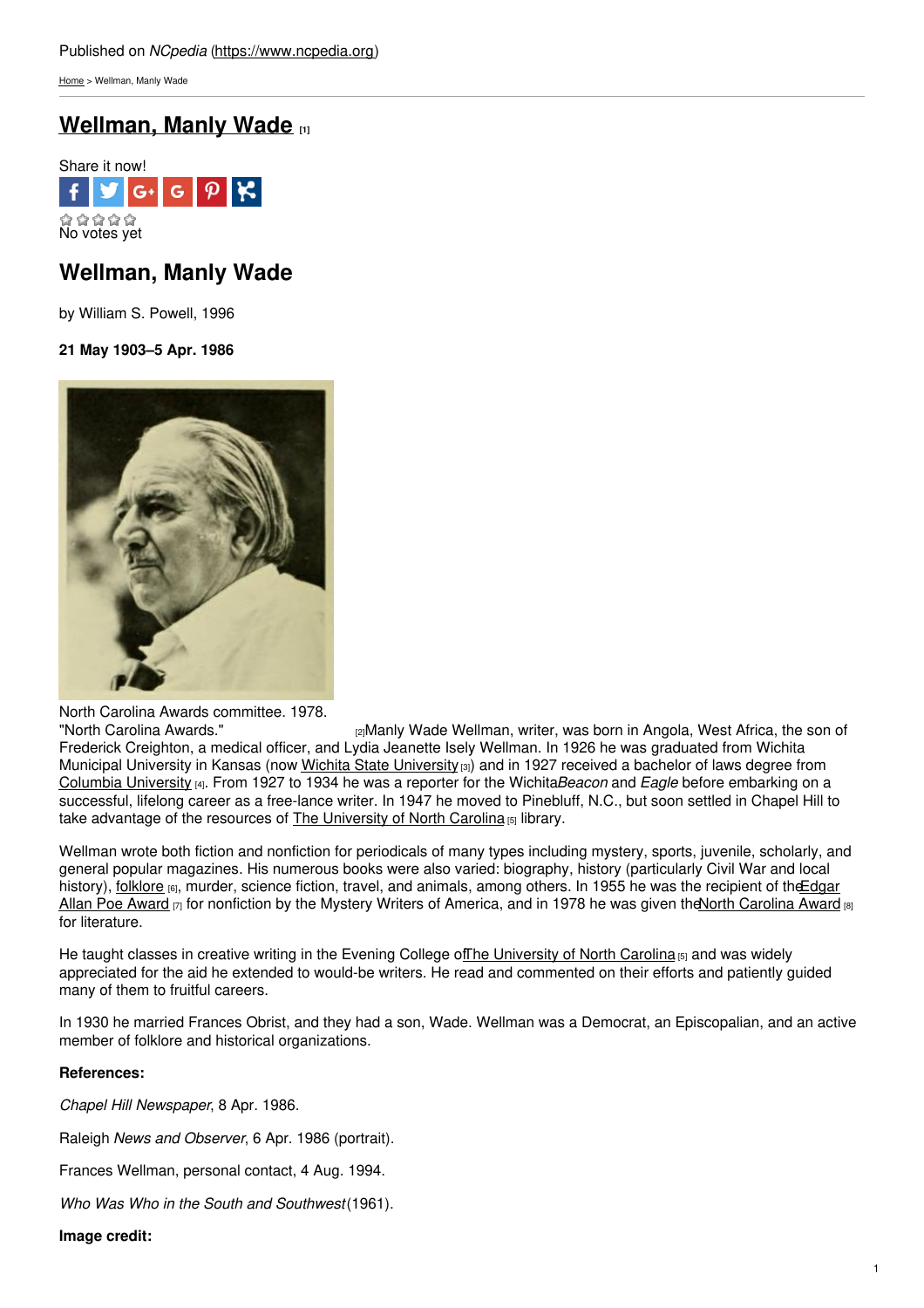Published on *NCpedia* (https://www.ncpedia.org)

Home > Wellman, Manly Wade

# Wellman, Manly Wade [1]

Share it now!

No votes yet

## Wellman, Manly Wade

by William S. Powell, 1996

**21 May 1903–5 Apr. 1986**

North Carolina Awards committee. 1978. "North Carolina Awards." [2]

Manly Wade Wellman, writer, was born in Angola, West Africa, the son of Frederick Creighton, a medical officer, and Lydia Jeanette Isely Wellman. In 1926 he was graduated from Wichita Municipal University in Kansas (now Wichita State University [3]) and in 1927 received a bachelor of laws degree from Columbia University [4]. From 1927 to 1934 he was a reporter for the Wichita *Beacon* and *Eagle* before embarking on a successful, lifelong career as a free-lance writer. In 1947 he moved to Pinebluff, N.C., but soon settled in Chapel Hill to take advantage of the resources of The University of North Carolina [5] library.

Wellman wrote both fiction and nonfiction for periodicals of many types including mystery, sports, juvenile, scholarly, and general popular magazines. His numerous books were also varied: biography, history (particularly Civil War and local history), folklore [6], murder, science fiction, travel, and animals, among others. In 1955 he was the recipient of the Edgar Allan Poe Award [7] for nonfiction by the Mystery Writers of America, and in 1978 he was given the North Carolina Award [8] for literature.

He taught classes in creative writing in the Evening College of The University of North Carolina [5] and was widely appreciated for the aid he extended to would-be writers. He read and commented on their efforts and patiently guided many of them to fruitful careers.

In 1930 he married Frances Obrist, and they had a son, Wade. Wellman was a Democrat, an Episcopalian, and an active member of folklore and historical organizations.

**References:**

*Chapel Hill Newspaper*, 8 Apr. 1986.

Raleigh *News and Observer*, 6 Apr. 1986 (portrait).

Frances Wellman, personal contact, 4 Aug. 1994.

*Who Was Who in the South and Southwest* (1961).

**Image credit:**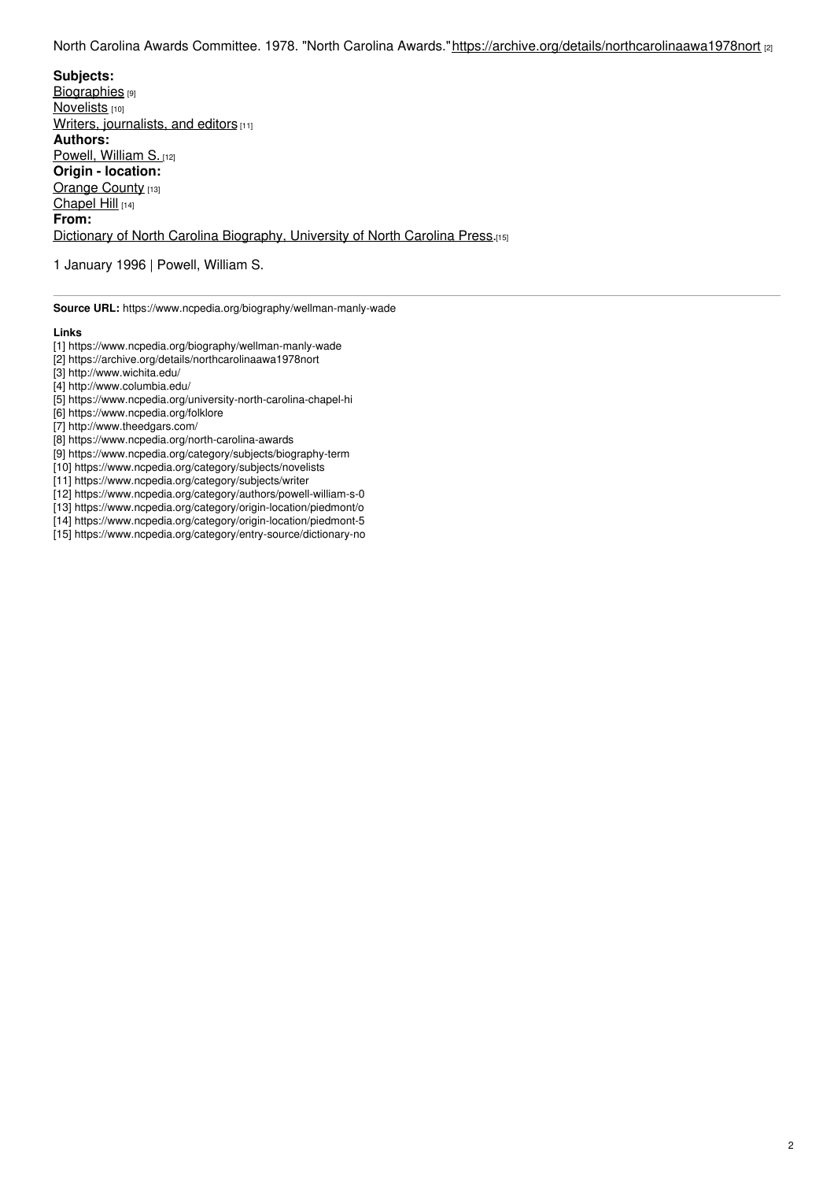North Carolina Awards Committee. 1978. "North Carolina Awards." https://archive.org/details/northcarolinaawa1978nort [2]

**Subjects:**
Biographies [9]
Novelists [10]
Writers, journalists, and editors [11]
**Authors:**
Powell, William S. [12]
**Origin - location:**
Orange County [13]
Chapel Hill [14]
**From:**
Dictionary of North Carolina Biography, University of North Carolina Press.[15]

1 January 1996 | Powell, William S.

---

**Source URL:** https://www.ncpedia.org/biography/wellman-manly-wade

**Links**
[1] https://www.ncpedia.org/biography/wellman-manly-wade
[2] https://archive.org/details/northcarolinaawa1978nort
[3] http://www.wichita.edu/
[4] http://www.columbia.edu/
[5] https://www.ncpedia.org/university-north-carolina-chapel-hi
[6] https://www.ncpedia.org/folklore
[7] http://www.theedgars.com/
[8] https://www.ncpedia.org/north-carolina-awards
[9] https://www.ncpedia.org/category/subjects/biography-term
[10] https://www.ncpedia.org/category/subjects/novelists
[11] https://www.ncpedia.org/category/subjects/writer
[12] https://www.ncpedia.org/category/authors/powell-william-s-0
[13] https://www.ncpedia.org/category/origin-location/piedmont/o
[14] https://www.ncpedia.org/category/origin-location/piedmont-5
[15] https://www.ncpedia.org/category/entry-source/dictionary-no